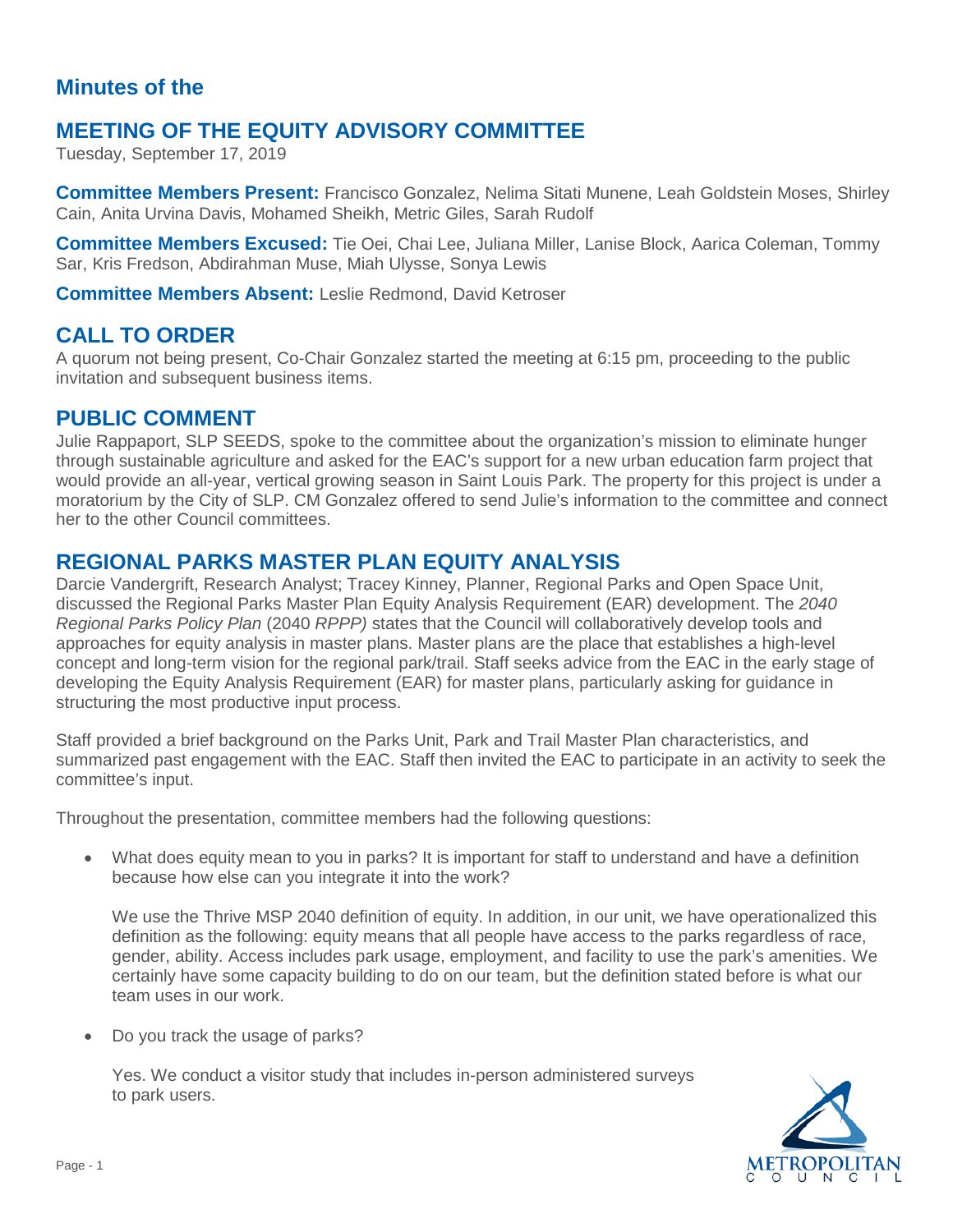## Minutes of the

# MEETING OF THE EQUITY ADVISORY COMMITTEE

Tuesday, September 17, 2019

**Committee Members Present:** Francisco Gonzalez, Nelima Sitati Munene, Leah Goldstein Moses, Shirley Cain, Anita Urvina Davis, Mohamed Sheikh, Metric Giles, Sarah Rudolf

**Committee Members Excused:** Tie Oei, Chai Lee, Juliana Miller, Lanise Block, Aarica Coleman, Tommy Sar, Kris Fredson, Abdirahman Muse, Miah Ulysse, Sonya Lewis

**Committee Members Absent:** Leslie Redmond, David Ketroser

## CALL TO ORDER

A quorum not being present, Co-Chair Gonzalez started the meeting at 6:15 pm, proceeding to the public invitation and subsequent business items.

## PUBLIC COMMENT

Julie Rappaport, SLP SEEDS, spoke to the committee about the organization's mission to eliminate hunger through sustainable agriculture and asked for the EAC's support for a new urban education farm project that would provide an all-year, vertical growing season in Saint Louis Park. The property for this project is under a moratorium by the City of SLP. CM Gonzalez offered to send Julie's information to the committee and connect her to the other Council committees.

## REGIONAL PARKS MASTER PLAN EQUITY ANALYSIS

Darcie Vandergrift, Research Analyst; Tracey Kinney, Planner, Regional Parks and Open Space Unit, discussed the Regional Parks Master Plan Equity Analysis Requirement (EAR) development. The *2040 Regional Parks Policy Plan* (2040 *RPPP)* states that the Council will collaboratively develop tools and approaches for equity analysis in master plans. Master plans are the place that establishes a high-level concept and long-term vision for the regional park/trail. Staff seeks advice from the EAC in the early stage of developing the Equity Analysis Requirement (EAR) for master plans, particularly asking for guidance in structuring the most productive input process.

Staff provided a brief background on the Parks Unit, Park and Trail Master Plan characteristics, and summarized past engagement with the EAC. Staff then invited the EAC to participate in an activity to seek the committee's input.

Throughout the presentation, committee members had the following questions:

- What does equity mean to you in parks? It is important for staff to understand and have a definition because how else can you integrate it into the work?

  We use the Thrive MSP 2040 definition of equity. In addition, in our unit, we have operationalized this definition as the following: equity means that all people have access to the parks regardless of race, gender, ability. Access includes park usage, employment, and facility to use the park's amenities. We certainly have some capacity building to do on our team, but the definition stated before is what our team uses in our work.

- Do you track the usage of parks?

  Yes. We conduct a visitor study that includes in-person administered surveys to park users.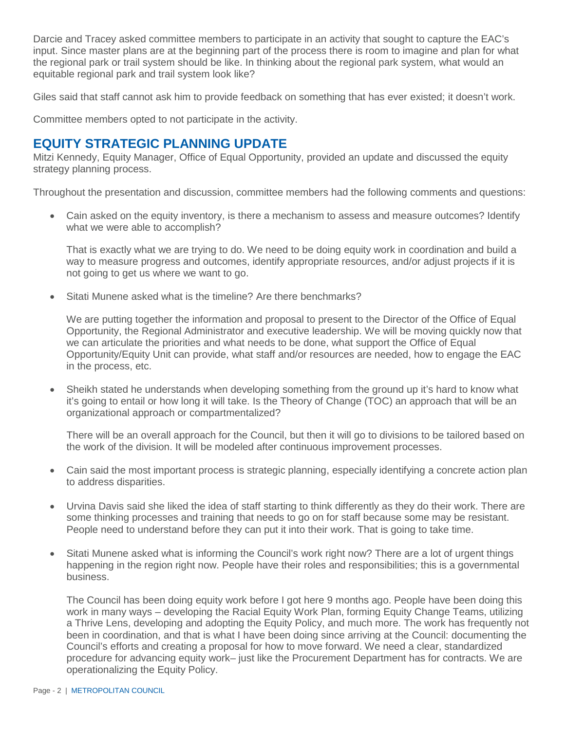Darcie and Tracey asked committee members to participate in an activity that sought to capture the EAC's input. Since master plans are at the beginning part of the process there is room to imagine and plan for what the regional park or trail system should be like. In thinking about the regional park system, what would an equitable regional park and trail system look like?

Giles said that staff cannot ask him to provide feedback on something that has ever existed; it doesn't work.

Committee members opted to not participate in the activity.

## EQUITY STRATEGIC PLANNING UPDATE

Mitzi Kennedy, Equity Manager, Office of Equal Opportunity, provided an update and discussed the equity strategy planning process.

Throughout the presentation and discussion, committee members had the following comments and questions:

- Cain asked on the equity inventory, is there a mechanism to assess and measure outcomes? Identify what we were able to accomplish?

  That is exactly what we are trying to do. We need to be doing equity work in coordination and build a way to measure progress and outcomes, identify appropriate resources, and/or adjust projects if it is not going to get us where we want to go.

- Sitati Munene asked what is the timeline? Are there benchmarks?

  We are putting together the information and proposal to present to the Director of the Office of Equal Opportunity, the Regional Administrator and executive leadership. We will be moving quickly now that we can articulate the priorities and what needs to be done, what support the Office of Equal Opportunity/Equity Unit can provide, what staff and/or resources are needed, how to engage the EAC in the process, etc.

- Sheikh stated he understands when developing something from the ground up it's hard to know what it's going to entail or how long it will take. Is the Theory of Change (TOC) an approach that will be an organizational approach or compartmentalized?

  There will be an overall approach for the Council, but then it will go to divisions to be tailored based on the work of the division. It will be modeled after continuous improvement processes.

- Cain said the most important process is strategic planning, especially identifying a concrete action plan to address disparities.

- Urvina Davis said she liked the idea of staff starting to think differently as they do their work. There are some thinking processes and training that needs to go on for staff because some may be resistant. People need to understand before they can put it into their work. That is going to take time.

- Sitati Munene asked what is informing the Council's work right now? There are a lot of urgent things happening in the region right now. People have their roles and responsibilities; this is a governmental business.

  The Council has been doing equity work before I got here 9 months ago. People have been doing this work in many ways – developing the Racial Equity Work Plan, forming Equity Change Teams, utilizing a Thrive Lens, developing and adopting the Equity Policy, and much more. The work has frequently not been in coordination, and that is what I have been doing since arriving at the Council: documenting the Council's efforts and creating a proposal for how to move forward. We need a clear, standardized procedure for advancing equity work– just like the Procurement Department has for contracts. We are operationalizing the Equity Policy.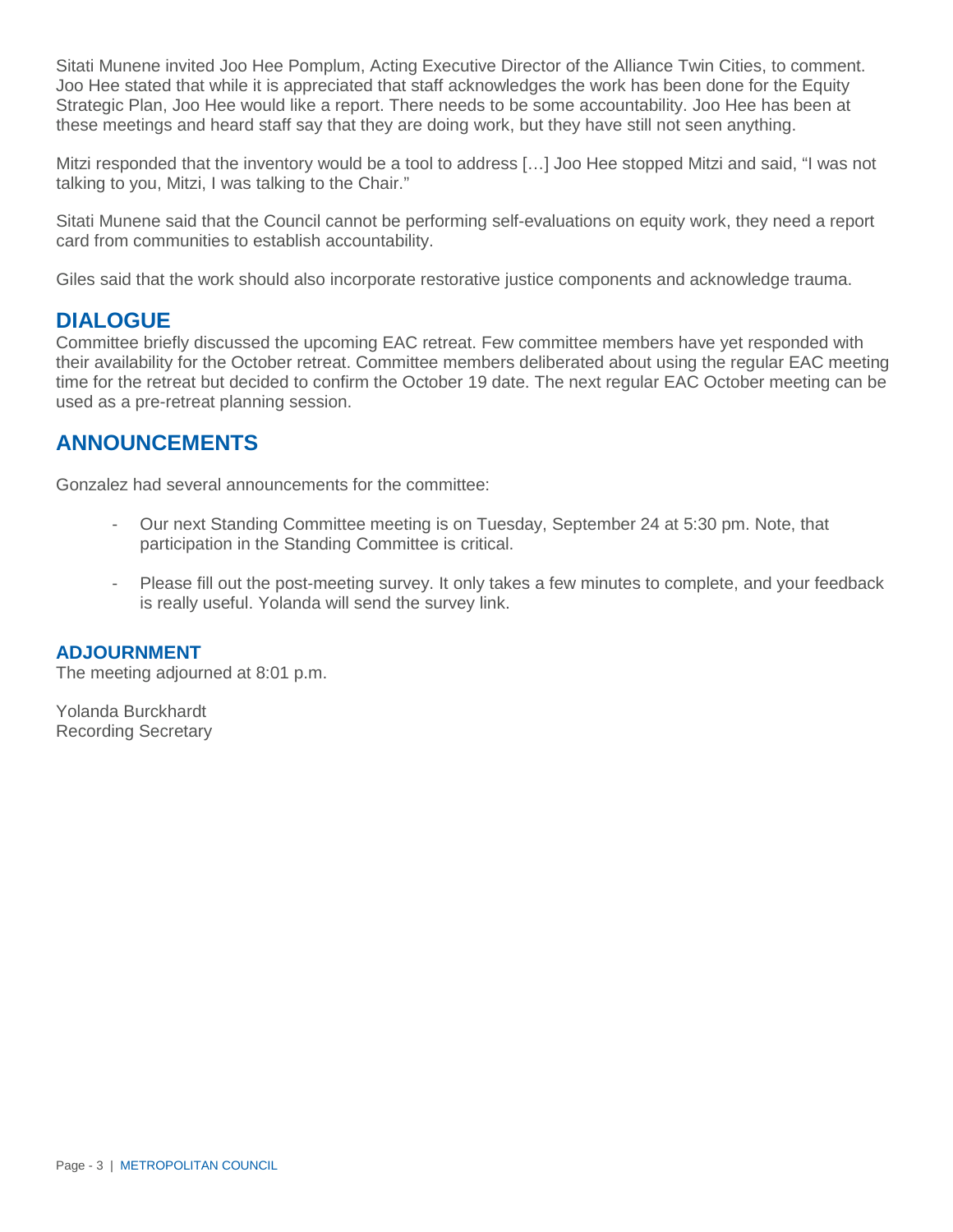Sitati Munene invited Joo Hee Pomplum, Acting Executive Director of the Alliance Twin Cities, to comment. Joo Hee stated that while it is appreciated that staff acknowledges the work has been done for the Equity Strategic Plan, Joo Hee would like a report. There needs to be some accountability. Joo Hee has been at these meetings and heard staff say that they are doing work, but they have still not seen anything.

Mitzi responded that the inventory would be a tool to address […] Joo Hee stopped Mitzi and said, "I was not talking to you, Mitzi, I was talking to the Chair."

Sitati Munene said that the Council cannot be performing self-evaluations on equity work, they need a report card from communities to establish accountability.

Giles said that the work should also incorporate restorative justice components and acknowledge trauma.

## DIALOGUE

Committee briefly discussed the upcoming EAC retreat. Few committee members have yet responded with their availability for the October retreat. Committee members deliberated about using the regular EAC meeting time for the retreat but decided to confirm the October 19 date. The next regular EAC October meeting can be used as a pre-retreat planning session.

## ANNOUNCEMENTS

Gonzalez had several announcements for the committee:

- Our next Standing Committee meeting is on Tuesday, September 24 at 5:30 pm. Note, that participation in the Standing Committee is critical.
- Please fill out the post-meeting survey. It only takes a few minutes to complete, and your feedback is really useful. Yolanda will send the survey link.

### ADJOURNMENT

The meeting adjourned at 8:01 p.m.

Yolanda Burckhardt
Recording Secretary